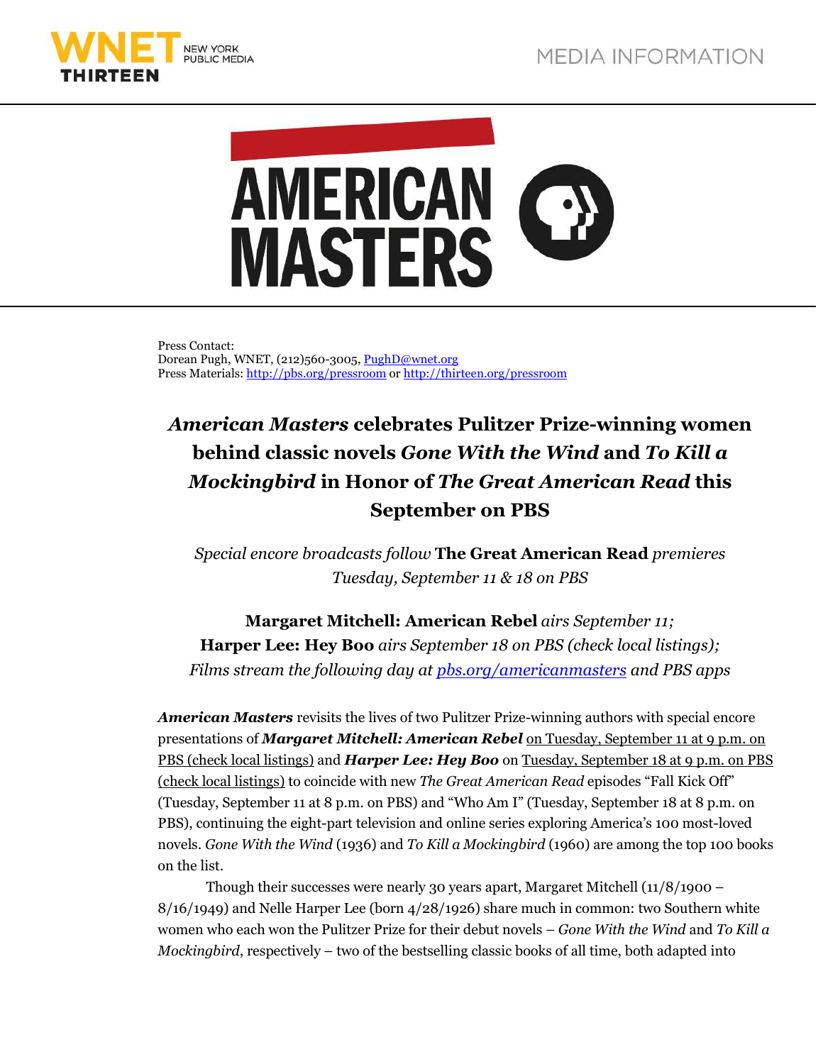MEDIA INFORMATION

Press Contact:
Dorean Pugh, WNET, (212)560-3005, PughD@wnet.org
Press Materials: http://pbs.org/pressroom or http://thirteen.org/pressroom

# *American Masters* celebrates Pulitzer Prize-winning women behind classic novels *Gone With the Wind* and *To Kill a Mockingbird* in Honor of *The Great American Read* this September on PBS

*Special encore broadcasts follow* **The Great American Read** *premieres Tuesday, September 11 & 18 on PBS*

**Margaret Mitchell: American Rebel** *airs September 11;*
**Harper Lee: Hey Boo** *airs September 18 on PBS (check local listings);*
*Films stream the following day at pbs.org/americanmasters and PBS apps*

***American Masters*** revisits the lives of two Pulitzer Prize-winning authors with special encore presentations of ***Margaret Mitchell: American Rebel*** on Tuesday, September 11 at 9 p.m. on PBS (check local listings) and ***Harper Lee: Hey Boo*** on Tuesday, September 18 at 9 p.m. on PBS (check local listings) to coincide with new *The Great American Read* episodes "Fall Kick Off" (Tuesday, September 11 at 8 p.m. on PBS) and "Who Am I" (Tuesday, September 18 at 8 p.m. on PBS), continuing the eight-part television and online series exploring America's 100 most-loved novels. *Gone With the Wind* (1936) and *To Kill a Mockingbird* (1960) are among the top 100 books on the list.

Though their successes were nearly 30 years apart, Margaret Mitchell (11/8/1900 – 8/16/1949) and Nelle Harper Lee (born 4/28/1926) share much in common: two Southern white women who each won the Pulitzer Prize for their debut novels – *Gone With the Wind* and *To Kill a Mockingbird*, respectively – two of the bestselling classic books of all time, both adapted into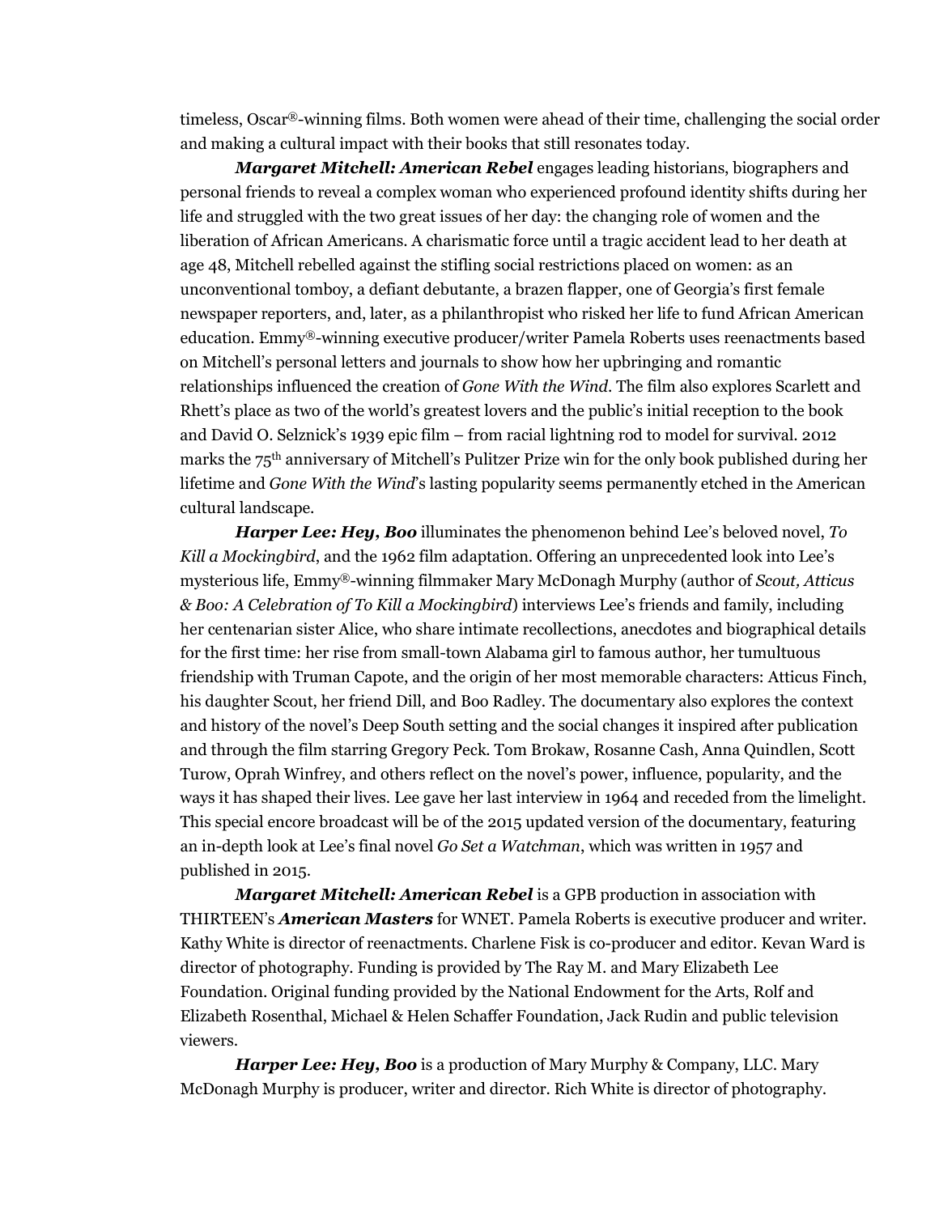timeless, Oscar®-winning films. Both women were ahead of their time, challenging the social order and making a cultural impact with their books that still resonates today.

***Margaret Mitchell: American Rebel*** engages leading historians, biographers and personal friends to reveal a complex woman who experienced profound identity shifts during her life and struggled with the two great issues of her day: the changing role of women and the liberation of African Americans. A charismatic force until a tragic accident lead to her death at age 48, Mitchell rebelled against the stifling social restrictions placed on women: as an unconventional tomboy, a defiant debutante, a brazen flapper, one of Georgia's first female newspaper reporters, and, later, as a philanthropist who risked her life to fund African American education. Emmy®-winning executive producer/writer Pamela Roberts uses reenactments based on Mitchell's personal letters and journals to show how her upbringing and romantic relationships influenced the creation of *Gone With the Wind*. The film also explores Scarlett and Rhett's place as two of the world's greatest lovers and the public's initial reception to the book and David O. Selznick's 1939 epic film – from racial lightning rod to model for survival. 2012 marks the 75th anniversary of Mitchell's Pulitzer Prize win for the only book published during her lifetime and *Gone With the Wind*'s lasting popularity seems permanently etched in the American cultural landscape.

***Harper Lee: Hey, Boo*** illuminates the phenomenon behind Lee's beloved novel, *To Kill a Mockingbird*, and the 1962 film adaptation. Offering an unprecedented look into Lee's mysterious life, Emmy®-winning filmmaker Mary McDonagh Murphy (author of *Scout, Atticus & Boo: A Celebration of To Kill a Mockingbird*) interviews Lee's friends and family, including her centenarian sister Alice, who share intimate recollections, anecdotes and biographical details for the first time: her rise from small-town Alabama girl to famous author, her tumultuous friendship with Truman Capote, and the origin of her most memorable characters: Atticus Finch, his daughter Scout, her friend Dill, and Boo Radley. The documentary also explores the context and history of the novel's Deep South setting and the social changes it inspired after publication and through the film starring Gregory Peck. Tom Brokaw, Rosanne Cash, Anna Quindlen, Scott Turow, Oprah Winfrey, and others reflect on the novel's power, influence, popularity, and the ways it has shaped their lives. Lee gave her last interview in 1964 and receded from the limelight. This special encore broadcast will be of the 2015 updated version of the documentary, featuring an in-depth look at Lee's final novel *Go Set a Watchman*, which was written in 1957 and published in 2015.

***Margaret Mitchell: American Rebel*** is a GPB production in association with THIRTEEN's ***American Masters*** for WNET. Pamela Roberts is executive producer and writer. Kathy White is director of reenactments. Charlene Fisk is co-producer and editor. Kevan Ward is director of photography. Funding is provided by The Ray M. and Mary Elizabeth Lee Foundation. Original funding provided by the National Endowment for the Arts, Rolf and Elizabeth Rosenthal, Michael & Helen Schaffer Foundation, Jack Rudin and public television viewers.

***Harper Lee: Hey, Boo*** is a production of Mary Murphy & Company, LLC. Mary McDonagh Murphy is producer, writer and director. Rich White is director of photography.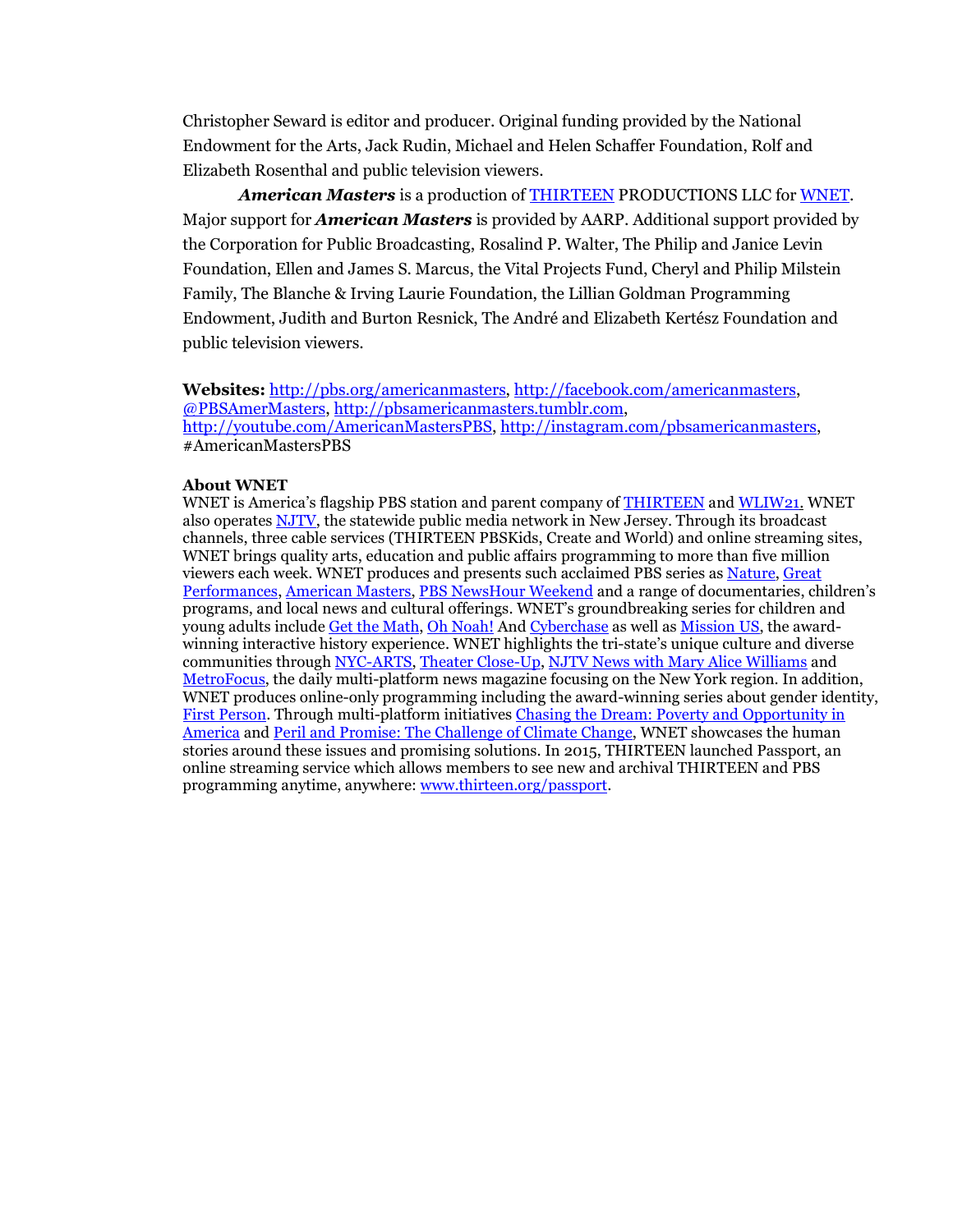Christopher Seward is editor and producer. Original funding provided by the National Endowment for the Arts, Jack Rudin, Michael and Helen Schaffer Foundation, Rolf and Elizabeth Rosenthal and public television viewers.

***American Masters*** is a production of THIRTEEN PRODUCTIONS LLC for WNET. Major support for ***American Masters*** is provided by AARP. Additional support provided by the Corporation for Public Broadcasting, Rosalind P. Walter, The Philip and Janice Levin Foundation, Ellen and James S. Marcus, the Vital Projects Fund, Cheryl and Philip Milstein Family, The Blanche & Irving Laurie Foundation, the Lillian Goldman Programming Endowment, Judith and Burton Resnick, The André and Elizabeth Kertész Foundation and public television viewers.

**Websites:** http://pbs.org/americanmasters, http://facebook.com/americanmasters, @PBSAmerMasters, http://pbsamericanmasters.tumblr.com, http://youtube.com/AmericanMastersPBS, http://instagram.com/pbsamericanmasters, #AmericanMastersPBS

**About WNET**

WNET is America's flagship PBS station and parent company of THIRTEEN and WLIW21. WNET also operates NJTV, the statewide public media network in New Jersey. Through its broadcast channels, three cable services (THIRTEEN PBSKids, Create and World) and online streaming sites, WNET brings quality arts, education and public affairs programming to more than five million viewers each week. WNET produces and presents such acclaimed PBS series as Nature, Great Performances, American Masters, PBS NewsHour Weekend and a range of documentaries, children's programs, and local news and cultural offerings. WNET's groundbreaking series for children and young adults include Get the Math, Oh Noah! And Cyberchase as well as Mission US, the award-winning interactive history experience. WNET highlights the tri-state's unique culture and diverse communities through NYC-ARTS, Theater Close-Up, NJTV News with Mary Alice Williams and MetroFocus, the daily multi-platform news magazine focusing on the New York region. In addition, WNET produces online-only programming including the award-winning series about gender identity, First Person. Through multi-platform initiatives Chasing the Dream: Poverty and Opportunity in America and Peril and Promise: The Challenge of Climate Change, WNET showcases the human stories around these issues and promising solutions. In 2015, THIRTEEN launched Passport, an online streaming service which allows members to see new and archival THIRTEEN and PBS programming anytime, anywhere: www.thirteen.org/passport.